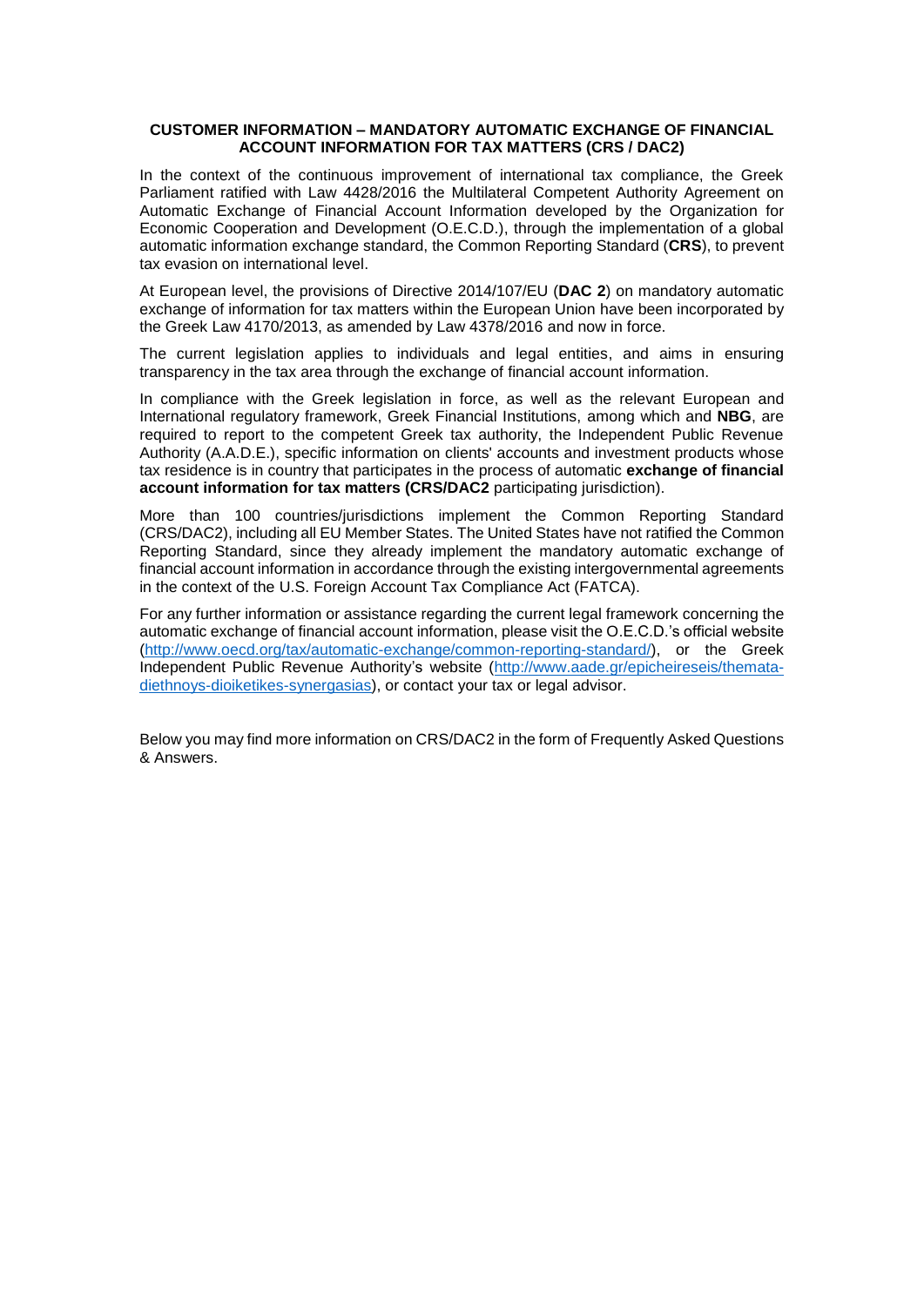# CUSTOMER INFORMATION – MANDATORY AUTOMATIC EXCHANGE OF FINANCIAL ACCOUNT INFORMATION FOR TAX MATTERS (CRS / DAC2)

In the context of the continuous improvement of international tax compliance, the Greek Parliament ratified with Law 4428/2016 the Multilateral Competent Authority Agreement on Automatic Exchange of Financial Account Information developed by the Organization for Economic Cooperation and Development (O.E.C.D.), through the implementation of a global automatic information exchange standard, the Common Reporting Standard (**CRS**), to prevent tax evasion on international level.

At European level, the provisions of Directive 2014/107/EU (**DAC 2**) on mandatory automatic exchange of information for tax matters within the European Union have been incorporated by the Greek Law 4170/2013, as amended by Law 4378/2016 and now in force.

The current legislation applies to individuals and legal entities, and aims in ensuring transparency in the tax area through the exchange of financial account information.

In compliance with the Greek legislation in force, as well as the relevant European and International regulatory framework, Greek Financial Institutions, among which and **NBG**, are required to report to the competent Greek tax authority, the Independent Public Revenue Authority (A.A.D.E.), specific information on clients' accounts and investment products whose tax residence is in country that participates in the process of automatic **exchange of financial account information for tax matters (CRS/DAC2** participating jurisdiction).

More than 100 countries/jurisdictions implement the Common Reporting Standard (CRS/DAC2), including all EU Member States. The United States have not ratified the Common Reporting Standard, since they already implement the mandatory automatic exchange of financial account information in accordance through the existing intergovernmental agreements in the context of the U.S. Foreign Account Tax Compliance Act (FATCA).

For any further information or assistance regarding the current legal framework concerning the automatic exchange of financial account information, please visit the O.E.C.D.'s official website (http://www.oecd.org/tax/automatic-exchange/common-reporting-standard/), or the Greek Independent Public Revenue Authority's website (http://www.aade.gr/epicheireseis/themata-diethnoys-dioiketikes-synergasias), or contact your tax or legal advisor.

Below you may find more information on CRS/DAC2 in the form of Frequently Asked Questions & Answers.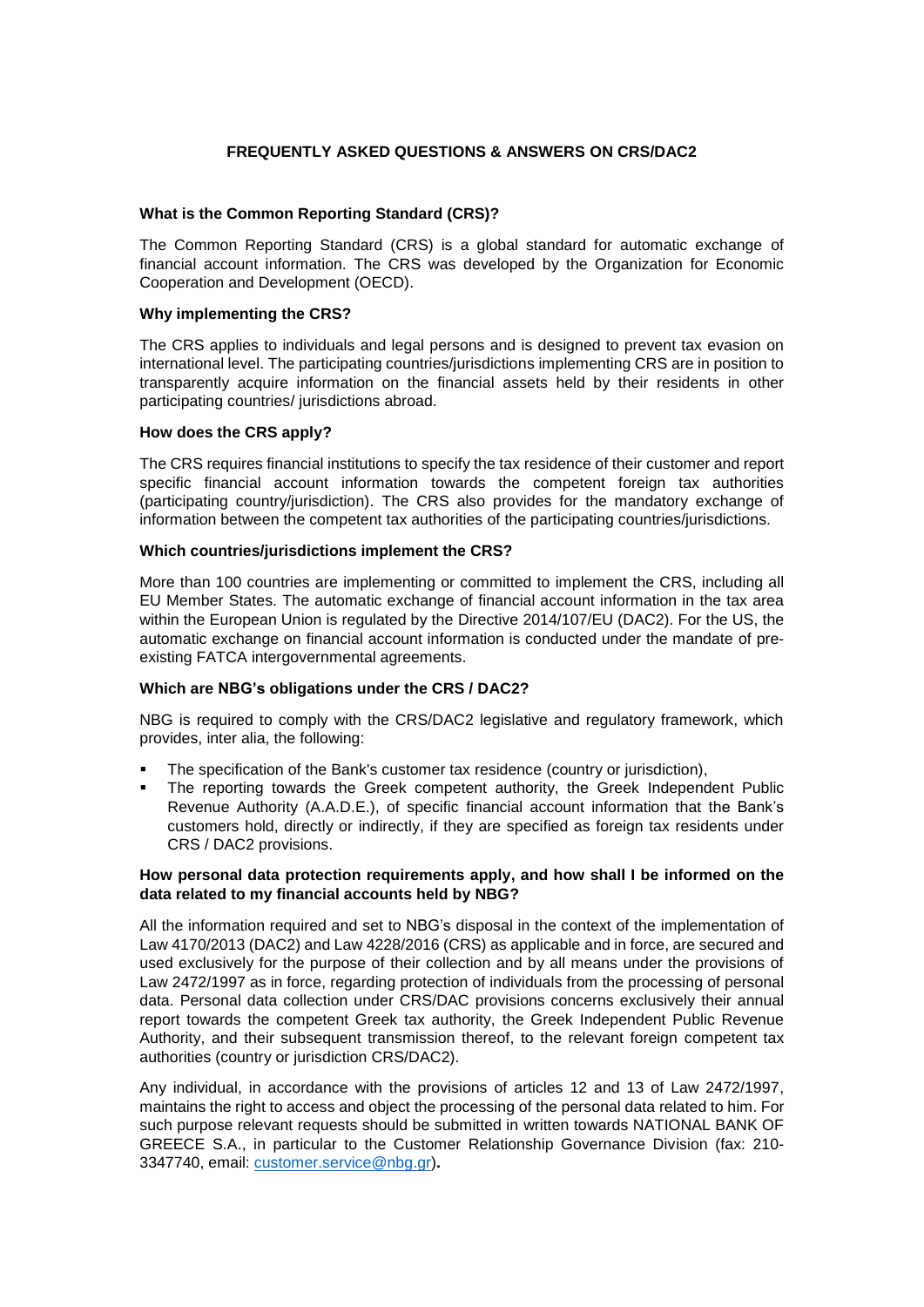# FREQUENTLY ASKED QUESTIONS & ANSWERS ON CRS/DAC2

**What is the Common Reporting Standard (CRS)?**

The Common Reporting Standard (CRS) is a global standard for automatic exchange of financial account information. The CRS was developed by the Organization for Economic Cooperation and Development (OECD).

**Why implementing the CRS?**

The CRS applies to individuals and legal persons and is designed to prevent tax evasion on international level. The participating countries/jurisdictions implementing CRS are in position to transparently acquire information on the financial assets held by their residents in other participating countries/ jurisdictions abroad.

**How does the CRS apply?**

The CRS requires financial institutions to specify the tax residence of their customer and report specific financial account information towards the competent foreign tax authorities (participating country/jurisdiction). The CRS also provides for the mandatory exchange of information between the competent tax authorities of the participating countries/jurisdictions.

**Which countries/jurisdictions implement the CRS?**

More than 100 countries are implementing or committed to implement the CRS, including all EU Member States. The automatic exchange of financial account information in the tax area within the European Union is regulated by the Directive 2014/107/EU (DAC2). For the US, the automatic exchange on financial account information is conducted under the mandate of pre-existing FATCA intergovernmental agreements.

**Which are NBG's obligations under the CRS / DAC2?**

NBG is required to comply with the CRS/DAC2 legislative and regulatory framework, which provides, inter alia, the following:

- The specification of the Bank's customer tax residence (country or jurisdiction),
- The reporting towards the Greek competent authority, the Greek Independent Public Revenue Authority (A.A.D.E.), of specific financial account information that the Bank's customers hold, directly or indirectly, if they are specified as foreign tax residents under CRS / DAC2 provisions.

**How personal data protection requirements apply, and how shall I be informed on the data related to my financial accounts held by NBG?**

All the information required and set to NBG's disposal in the context of the implementation of Law 4170/2013 (DAC2) and Law 4228/2016 (CRS) as applicable and in force, are secured and used exclusively for the purpose of their collection and by all means under the provisions of Law 2472/1997 as in force, regarding protection of individuals from the processing of personal data. Personal data collection under CRS/DAC provisions concerns exclusively their annual report towards the competent Greek tax authority, the Greek Independent Public Revenue Authority, and their subsequent transmission thereof, to the relevant foreign competent tax authorities (country or jurisdiction CRS/DAC2).

Any individual, in accordance with the provisions of articles 12 and 13 of Law 2472/1997, maintains the right to access and object the processing of the personal data related to him. For such purpose relevant requests should be submitted in written towards NATIONAL BANK OF GREECE S.A., in particular to the Customer Relationship Governance Division (fax: 210-3347740, email: customer.service@nbg.gr)**.**